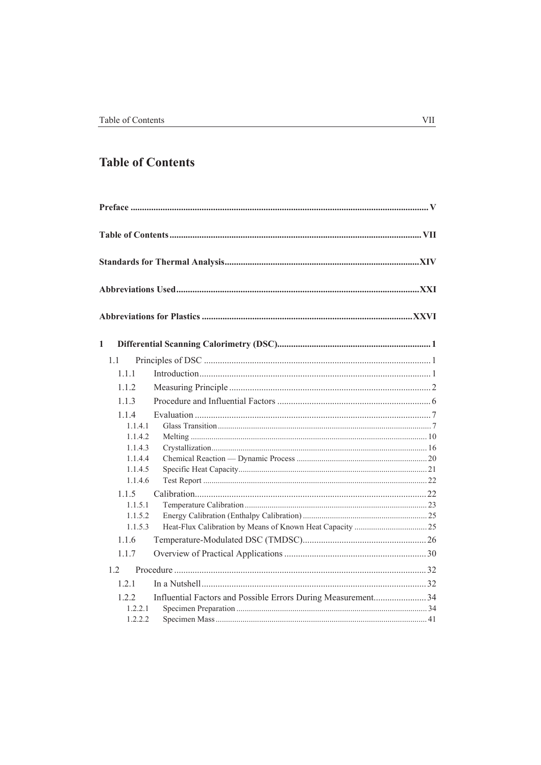# Table of Contents

**Preface** ........ **V**

**Table of Contents** ........ **VII**

**Standards for Thermal Analysis** ........ **XIV**

**Abbreviations Used** ........ **XXI**

**Abbreviations for Plastics** ........ **XXVI**

**1 Differential Scanning Calorimetry (DSC)** ........ **1**

- 1.1 Principles of DSC ........ 1
  - 1.1.1 Introduction ........ 1
  - 1.1.2 Measuring Principle ........ 2
  - 1.1.3 Procedure and Influential Factors ........ 6
  - 1.1.4 Evaluation ........ 7
    - 1.1.4.1 Glass Transition ........ 7
    - 1.1.4.2 Melting ........ 10
    - 1.1.4.3 Crystallization ........ 16
    - 1.1.4.4 Chemical Reaction — Dynamic Process ........ 20
    - 1.1.4.5 Specific Heat Capacity ........ 21
    - 1.1.4.6 Test Report ........ 22
  - 1.1.5 Calibration ........ 22
    - 1.1.5.1 Temperature Calibration ........ 23
    - 1.1.5.2 Energy Calibration (Enthalpy Calibration) ........ 25
    - 1.1.5.3 Heat-Flux Calibration by Means of Known Heat Capacity ........ 25
  - 1.1.6 Temperature-Modulated DSC (TMDSC) ........ 26
  - 1.1.7 Overview of Practical Applications ........ 30
- 1.2 Procedure ........ 32
  - 1.2.1 In a Nutshell ........ 32
  - 1.2.2 Influential Factors and Possible Errors During Measurement ........ 34
    - 1.2.2.1 Specimen Preparation ........ 34
    - 1.2.2.2 Specimen Mass ........ 41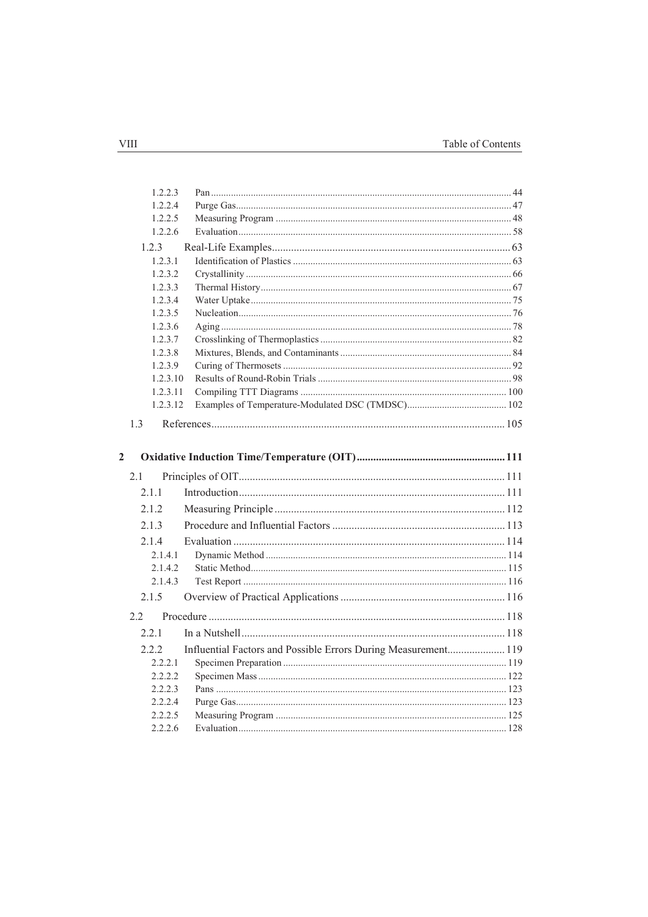1.2.2.3 Pan ... 44
1.2.2.4 Purge Gas ... 47
1.2.2.5 Measuring Program ... 48
1.2.2.6 Evaluation ... 58

1.2.3 Real-Life Examples ... 63

1.2.3.1 Identification of Plastics ... 63
1.2.3.2 Crystallinity ... 66
1.2.3.3 Thermal History ... 67
1.2.3.4 Water Uptake ... 75
1.2.3.5 Nucleation ... 76
1.2.3.6 Aging ... 78
1.2.3.7 Crosslinking of Thermoplastics ... 82
1.2.3.8 Mixtures, Blends, and Contaminants ... 84
1.2.3.9 Curing of Thermosets ... 92
1.2.3.10 Results of Round-Robin Trials ... 98
1.2.3.11 Compiling TTT Diagrams ... 100
1.2.3.12 Examples of Temperature-Modulated DSC (TMDSC) ... 102

1.3 References ... 105

**2 Oxidative Induction Time/Temperature (OIT) ... 111**

2.1 Principles of OIT ... 111

2.1.1 Introduction ... 111

2.1.2 Measuring Principle ... 112

2.1.3 Procedure and Influential Factors ... 113

2.1.4 Evaluation ... 114

2.1.4.1 Dynamic Method ... 114
2.1.4.2 Static Method ... 115
2.1.4.3 Test Report ... 116

2.1.5 Overview of Practical Applications ... 116

2.2 Procedure ... 118

2.2.1 In a Nutshell ... 118

2.2.2 Influential Factors and Possible Errors During Measurement ... 119

2.2.2.1 Specimen Preparation ... 119
2.2.2.2 Specimen Mass ... 122
2.2.2.3 Pans ... 123
2.2.2.4 Purge Gas ... 123
2.2.2.5 Measuring Program ... 125
2.2.2.6 Evaluation ... 128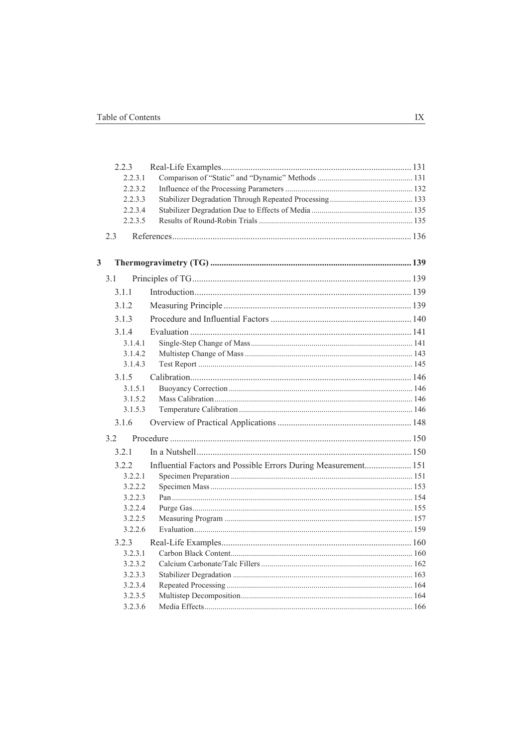2.2.3 Real-Life Examples ........ 131
- 2.2.3.1 Comparison of "Static" and "Dynamic" Methods ........ 131
- 2.2.3.2 Influence of the Processing Parameters ........ 132
- 2.2.3.3 Stabilizer Degradation Through Repeated Processing ........ 133
- 2.2.3.4 Stabilizer Degradation Due to Effects of Media ........ 135
- 2.2.3.5 Results of Round-Robin Trials ........ 135

2.3 References ........ 136

**3 Thermogravimetry (TG) ........ 139**

3.1 Principles of TG ........ 139

3.1.1 Introduction ........ 139

3.1.2 Measuring Principle ........ 139

3.1.3 Procedure and Influential Factors ........ 140

3.1.4 Evaluation ........ 141
- 3.1.4.1 Single-Step Change of Mass ........ 141
- 3.1.4.2 Multistep Change of Mass ........ 143
- 3.1.4.3 Test Report ........ 145

3.1.5 Calibration ........ 146
- 3.1.5.1 Buoyancy Correction ........ 146
- 3.1.5.2 Mass Calibration ........ 146
- 3.1.5.3 Temperature Calibration ........ 146

3.1.6 Overview of Practical Applications ........ 148

3.2 Procedure ........ 150

3.2.1 In a Nutshell ........ 150

3.2.2 Influential Factors and Possible Errors During Measurement ........ 151
- 3.2.2.1 Specimen Preparation ........ 151
- 3.2.2.2 Specimen Mass ........ 153
- 3.2.2.3 Pan ........ 154
- 3.2.2.4 Purge Gas ........ 155
- 3.2.2.5 Measuring Program ........ 157
- 3.2.2.6 Evaluation ........ 159

3.2.3 Real-Life Examples ........ 160
- 3.2.3.1 Carbon Black Content ........ 160
- 3.2.3.2 Calcium Carbonate/Talc Fillers ........ 162
- 3.2.3.3 Stabilizer Degradation ........ 163
- 3.2.3.4 Repeated Processing ........ 164
- 3.2.3.5 Multistep Decomposition ........ 164
- 3.2.3.6 Media Effects ........ 166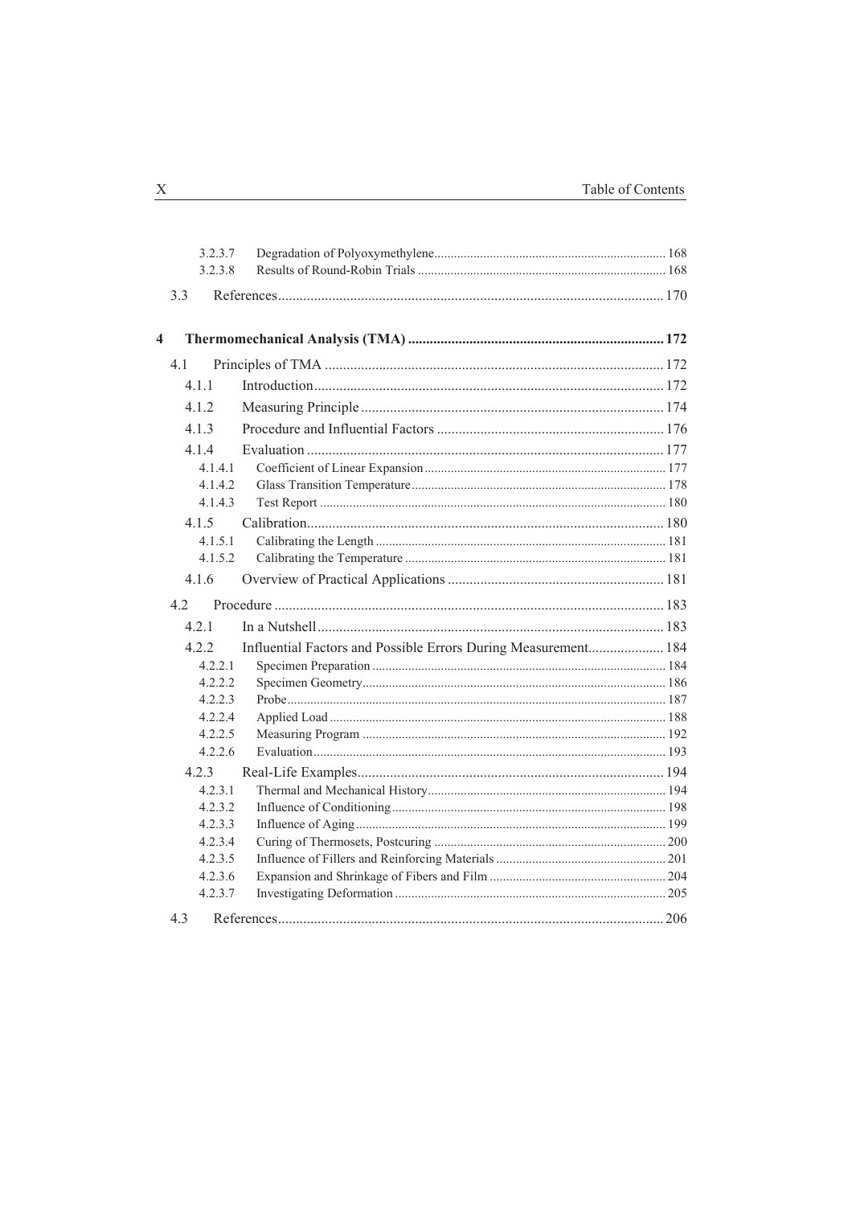3.2.3.7 Degradation of Polyoxymethylene ... 168
3.2.3.8 Results of Round-Robin Trials ... 168

3.3 References ... 170

**4 Thermomechanical Analysis (TMA) ... 172**

4.1 Principles of TMA ... 172

4.1.1 Introduction ... 172

4.1.2 Measuring Principle ... 174

4.1.3 Procedure and Influential Factors ... 176

4.1.4 Evaluation ... 177

4.1.4.1 Coefficient of Linear Expansion ... 177
4.1.4.2 Glass Transition Temperature ... 178
4.1.4.3 Test Report ... 180

4.1.5 Calibration ... 180

4.1.5.1 Calibrating the Length ... 181
4.1.5.2 Calibrating the Temperature ... 181

4.1.6 Overview of Practical Applications ... 181

4.2 Procedure ... 183

4.2.1 In a Nutshell ... 183

4.2.2 Influential Factors and Possible Errors During Measurement ... 184

4.2.2.1 Specimen Preparation ... 184
4.2.2.2 Specimen Geometry ... 186
4.2.2.3 Probe ... 187
4.2.2.4 Applied Load ... 188
4.2.2.5 Measuring Program ... 192
4.2.2.6 Evaluation ... 193

4.2.3 Real-Life Examples ... 194

4.2.3.1 Thermal and Mechanical History ... 194
4.2.3.2 Influence of Conditioning ... 198
4.2.3.3 Influence of Aging ... 199
4.2.3.4 Curing of Thermosets, Postcuring ... 200
4.2.3.5 Influence of Fillers and Reinforcing Materials ... 201
4.2.3.6 Expansion and Shrinkage of Fibers and Film ... 204
4.2.3.7 Investigating Deformation ... 205

4.3 References ... 206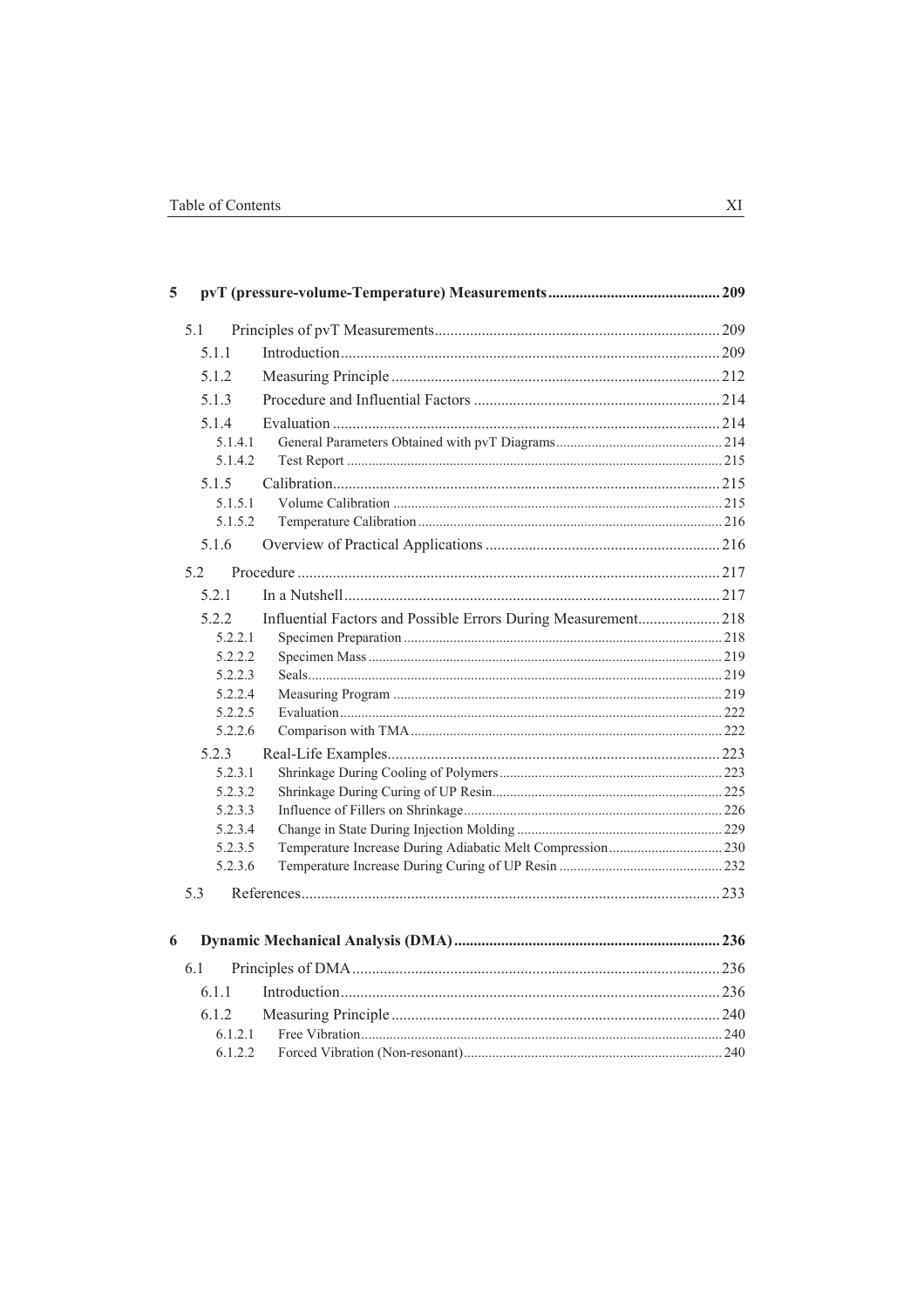**5 pvT (pressure-volume-Temperature) Measurements ........ 209**

- 5.1 Principles of pvT Measurements ........ 209
  - 5.1.1 Introduction ........ 209
  - 5.1.2 Measuring Principle ........ 212
  - 5.1.3 Procedure and Influential Factors ........ 214
  - 5.1.4 Evaluation ........ 214
    - 5.1.4.1 General Parameters Obtained with pvT Diagrams ........ 214
    - 5.1.4.2 Test Report ........ 215
  - 5.1.5 Calibration ........ 215
    - 5.1.5.1 Volume Calibration ........ 215
    - 5.1.5.2 Temperature Calibration ........ 216
  - 5.1.6 Overview of Practical Applications ........ 216
- 5.2 Procedure ........ 217
  - 5.2.1 In a Nutshell ........ 217
  - 5.2.2 Influential Factors and Possible Errors During Measurement ........ 218
    - 5.2.2.1 Specimen Preparation ........ 218
    - 5.2.2.2 Specimen Mass ........ 219
    - 5.2.2.3 Seals ........ 219
    - 5.2.2.4 Measuring Program ........ 219
    - 5.2.2.5 Evaluation ........ 222
    - 5.2.2.6 Comparison with TMA ........ 222
  - 5.2.3 Real-Life Examples ........ 223
    - 5.2.3.1 Shrinkage During Cooling of Polymers ........ 223
    - 5.2.3.2 Shrinkage During Curing of UP Resin ........ 225
    - 5.2.3.3 Influence of Fillers on Shrinkage ........ 226
    - 5.2.3.4 Change in State During Injection Molding ........ 229
    - 5.2.3.5 Temperature Increase During Adiabatic Melt Compression ........ 230
    - 5.2.3.6 Temperature Increase During Curing of UP Resin ........ 232
- 5.3 References ........ 233

**6 Dynamic Mechanical Analysis (DMA) ........ 236**

- 6.1 Principles of DMA ........ 236
  - 6.1.1 Introduction ........ 236
  - 6.1.2 Measuring Principle ........ 240
    - 6.1.2.1 Free Vibration ........ 240
    - 6.1.2.2 Forced Vibration (Non-resonant) ........ 240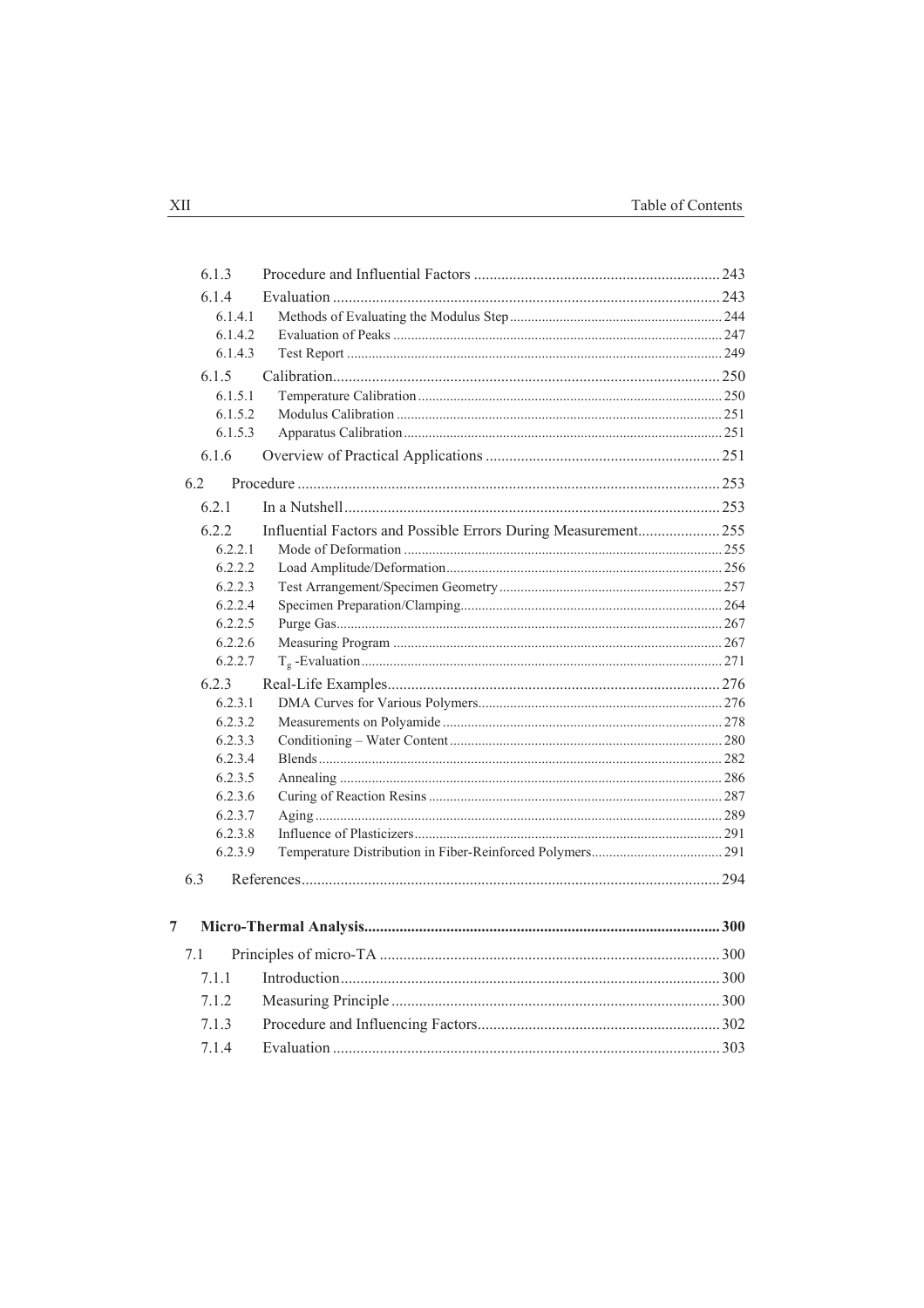| | | |
|---|---|---|
| 6.1.3 | Procedure and Influential Factors | 243 |
| 6.1.4 | Evaluation | 243 |
| 6.1.4.1 | Methods of Evaluating the Modulus Step | 244 |
| 6.1.4.2 | Evaluation of Peaks | 247 |
| 6.1.4.3 | Test Report | 249 |
| 6.1.5 | Calibration | 250 |
| 6.1.5.1 | Temperature Calibration | 250 |
| 6.1.5.2 | Modulus Calibration | 251 |
| 6.1.5.3 | Apparatus Calibration | 251 |
| 6.1.6 | Overview of Practical Applications | 251 |
| 6.2 | Procedure | 253 |
| 6.2.1 | In a Nutshell | 253 |
| 6.2.2 | Influential Factors and Possible Errors During Measurement | 255 |
| 6.2.2.1 | Mode of Deformation | 255 |
| 6.2.2.2 | Load Amplitude/Deformation | 256 |
| 6.2.2.3 | Test Arrangement/Specimen Geometry | 257 |
| 6.2.2.4 | Specimen Preparation/Clamping | 264 |
| 6.2.2.5 | Purge Gas | 267 |
| 6.2.2.6 | Measuring Program | 267 |
| 6.2.2.7 | $T_g$ -Evaluation | 271 |
| 6.2.3 | Real-Life Examples | 276 |
| 6.2.3.1 | DMA Curves for Various Polymers | 276 |
| 6.2.3.2 | Measurements on Polyamide | 278 |
| 6.2.3.3 | Conditioning – Water Content | 280 |
| 6.2.3.4 | Blends | 282 |
| 6.2.3.5 | Annealing | 286 |
| 6.2.3.6 | Curing of Reaction Resins | 287 |
| 6.2.3.7 | Aging | 289 |
| 6.2.3.8 | Influence of Plasticizers | 291 |
| 6.2.3.9 | Temperature Distribution in Fiber-Reinforced Polymers | 291 |
| 6.3 | References | 294 |
| **7** | **Micro-Thermal Analysis** | **300** |
| 7.1 | Principles of micro-TA | 300 |
| 7.1.1 | Introduction | 300 |
| 7.1.2 | Measuring Principle | 300 |
| 7.1.3 | Procedure and Influencing Factors | 302 |
| 7.1.4 | Evaluation | 303 |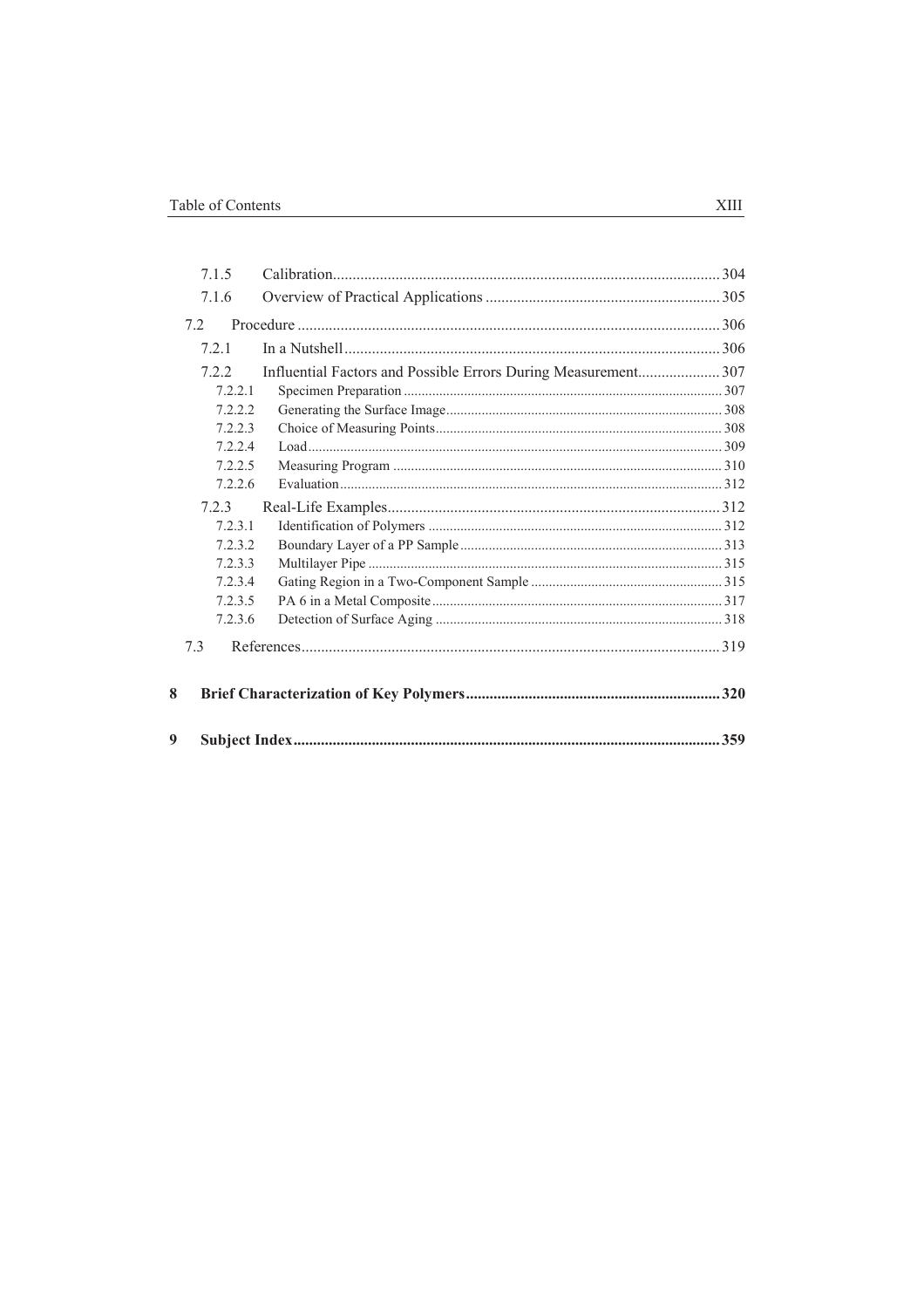7.1.5 Calibration .................................................................................................... 304

7.1.6 Overview of Practical Applications ........................................................... 305

7.2 Procedure .......................................................................................................... 306

7.2.1 In a Nutshell ................................................................................................ 306

7.2.2 Influential Factors and Possible Errors During Measurement ..................... 307

7.2.2.1 Specimen Preparation ................................................................................. 307

7.2.2.2 Generating the Surface Image ..................................................................... 308

7.2.2.3 Choice of Measuring Points ........................................................................ 308

7.2.2.4 Load ............................................................................................................ 309

7.2.2.5 Measuring Program .................................................................................... 310

7.2.2.6 Evaluation ................................................................................................... 312

7.2.3 Real-Life Examples ..................................................................................... 312

7.2.3.1 Identification of Polymers ........................................................................... 312

7.2.3.2 Boundary Layer of a PP Sample ................................................................. 313

7.2.3.3 Multilayer Pipe ............................................................................................ 315

7.2.3.4 Gating Region in a Two-Component Sample ............................................. 315

7.2.3.5 PA 6 in a Metal Composite ......................................................................... 317

7.2.3.6 Detection of Surface Aging ......................................................................... 318

7.3 References .......................................................................................................... 319

**8 Brief Characterization of Key Polymers ................................................................ 320**

**9 Subject Index ............................................................................................................ 359**